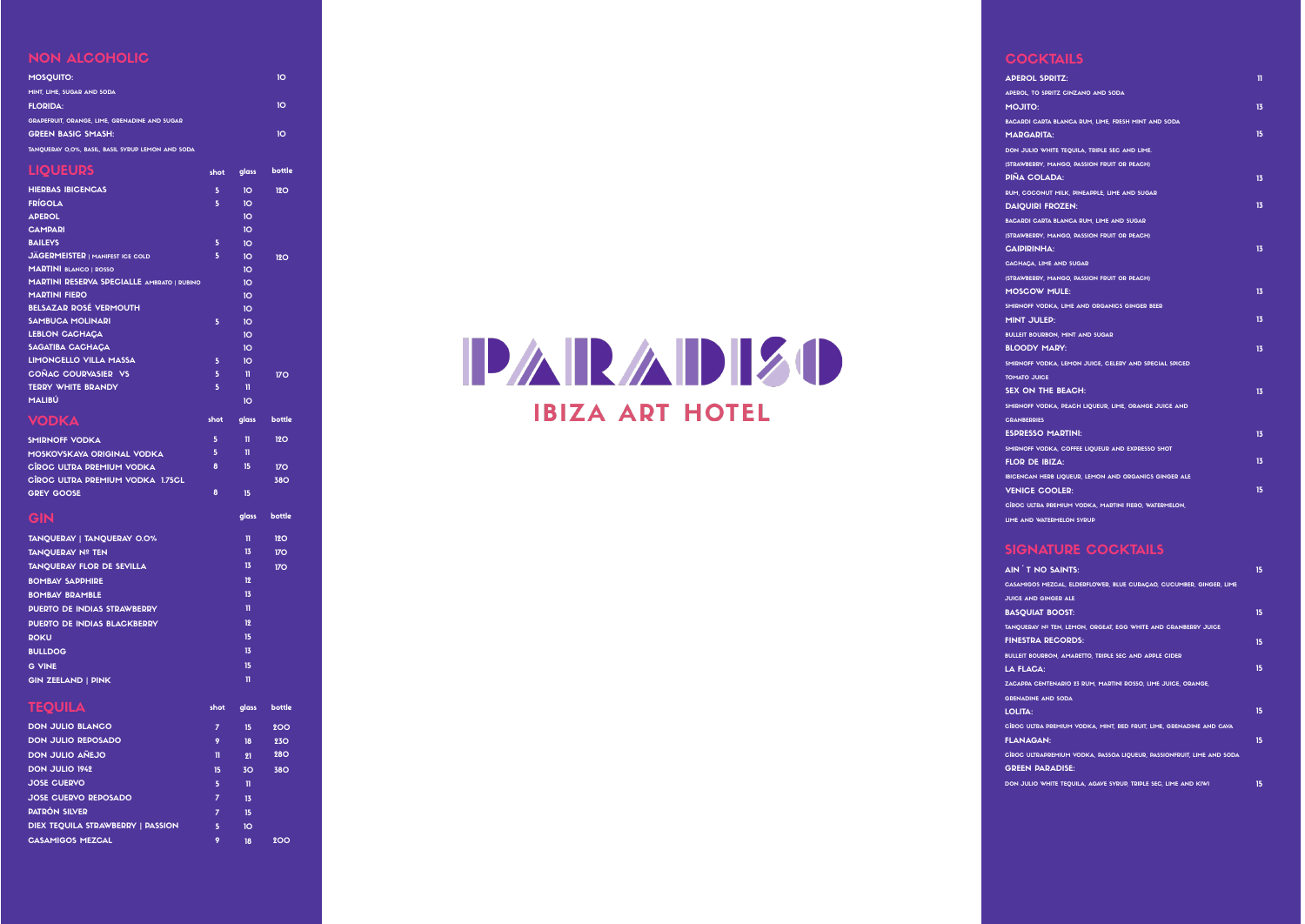## NON ALCOHOLIC

**MOSQUITO:** 10
MINT, LIME, SUGAR AND SODA

**FLORIDA:** 10
GRAPEFRUIT, ORANGE, LIME, GRENADINE AND SUGAR

**GREEN BASIC SMASH:** 10
TANQUERAY 0,0%, BASIL, BASIL SYRUP LEMON AND SODA

## LIQUEURS

| LIQUEURS | shot | glass | bottle |
|---|---|---|---|
| HIERBAS IBICENCAS | 5 | 10 | 120 |
| FRÍGOLA | 5 | 10 | |
| APEROL | | 10 | |
| CAMPARI | | 10 | |
| BAILEYS | 5 | 10 | |
| JÄGERMEISTER \| MANIFEST ICE COLD | 5 | 10 | 120 |
| MARTINI BLANCO \| ROSSO | | 10 | |
| MARTINI RESERVA SPECIALLE AMBRATO \| RUBINO | | 10 | |
| MARTINI FIERO | | 10 | |
| BELSAZAR ROSÉ VERMOUTH | | 10 | |
| SAMBUCA MOLINARI | 5 | 10 | |
| LEBLON CACHAÇA | | 10 | |
| SAGATIBA CACHAÇA | | 10 | |
| LIMONCELLO VILLA MASSA | 5 | 10 | |
| COÑAC COURVASIER VS | 5 | 11 | 170 |
| TERRY WHITE BRANDY | 5 | 11 | |
| MALIBÚ | | 10 | |

## VODKA

| VODKA | shot | glass | bottle |
|---|---|---|---|
| SMIRNOFF VODKA | 5 | 11 | 120 |
| MOSKOVSKAYA ORIGINAL VODKA | 5 | 11 | |
| CÎROC ULTRA PREMIUM VODKA | 8 | 15 | 170 |
| CÎROC ULTRA PREMIUM VODKA 1.75CL | | | 380 |
| GREY GOOSE | 8 | 15 | |

## GIN

| GIN | glass | bottle |
|---|---|---|
| TANQUERAY \| TANQUERAY 0.0% | 11 | 120 |
| TANQUERAY Nº TEN | 13 | 170 |
| TANQUERAY FLOR DE SEVILLA | 13 | 170 |
| BOMBAY SAPPHIRE | 12 | |
| BOMBAY BRAMBLE | 13 | |
| PUERTO DE INDIAS STRAWBERRY | 11 | |
| PUERTO DE INDIAS BLACKBERRY | 12 | |
| ROKU | 15 | |
| BULLDOG | 13 | |
| G VINE | 15 | |
| GIN ZEELAND \| PINK | 11 | |

## TEQUILA

| TEQUILA | shot | glass | bottle |
|---|---|---|---|
| DON JULIO BLANCO | 7 | 15 | 200 |
| DON JULIO REPOSADO | 9 | 18 | 230 |
| DON JULIO AÑEJO | 11 | 21 | 280 |
| DON JULIO 1942 | 15 | 30 | 380 |
| JOSE CUERVO | 5 | 11 | |
| JOSE CUERVO REPOSADO | 7 | 13 | |
| PATRÓN SILVER | 7 | 15 | |
| DIEX TEQUILA STRAWBERRY \| PASSION | 5 | 10 | |
| CASAMIGOS MEZCAL | 9 | 18 | 200 |

# PARADISO
## IBIZA ART HOTEL

## COCKTAILS

**APEROL SPRITZ:** 11
APEROL, TO SPRITZ CINZANO AND SODA

**MOJITO:** 13
BACARDI CARTA BLANCA RUM, LIME, FRESH MINT AND SODA

**MARGARITA:** 15
DON JULIO WHITE TEQUILA, TRIPLE SEC AND LIME.
(STRAWBERRY, MANGO, PASSION FRUIT OR PEACH)

**PIÑA COLADA:** 13
RUM, COCONUT MILK, PINEAPPLE, LIME AND SUGAR

**DAIQUIRI FROZEN:** 13
BACARDI CARTA BLANCA RUM, LIME AND SUGAR
(STRAWBERRY, MANGO, PASSION FRUIT OR PEACH)

**CAIPIRINHA:** 13
CACHAÇA, LIME AND SUGAR
(STRAWBERRY, MANGO, PASSION FRUIT OR PEACH)

**MOSCOW MULE:** 13
SMIRNOFF VODKA, LIME AND ORGANICS GINGER BEER

**MINT JULEP:** 13
BULLEIT BOURBON, MINT AND SUGAR

**BLOODY MARY:** 13
SMIRNOFF VODKA, LEMON JUICE, CELERY AND SPECIAL SPICED TOMATO JUICE

**SEX ON THE BEACH:** 13
SMIRNOFF VODKA, PEACH LIQUEUR, LIME, ORANGE JUICE AND CRANBERRIES

**ESPRESSO MARTINI:** 13
SMIRNOFF VODKA, COFFEE LIQUEUR AND EXPRESSO SHOT

**FLOR DE IBIZA:** 13
IBICENCAN HERB LIQUEUR, LEMON AND ORGANICS GINGER ALE

**VENICE COOLER:** 15
CÎROC ULTRA PREMIUM VODKA, MARTINI FIERO, WATERMELON, LIME AND WATERMELON SYRUP

## SIGNATURE COCKTAILS

**AIN´T NO SAINTS:** 15
CASAMIGOS MEZCAL, ELDERFLOWER, BLUE CURAÇAO, CUCUMBER, GINGER, LIME JUICE AND GINGER ALE

**BASQUIAT BOOST:** 15
TANQUERAY Nº TEN, LEMON, ORGEAT, EGG WHITE AND CRANBERRY JUICE

**FINESTRA RECORDS:** 15
BULLEIT BOURBON, AMARETTO, TRIPLE SEC AND APPLE CIDER

**LA FLACA:** 15
ZACAPPA CENTENARIO 23 RUM, MARTINI ROSSO, LIME JUICE, ORANGE, GRENADINE AND SODA

**LOLITA:** 15
CÎROC ULTRA PREMIUM VODKA, MINT, RED FRUIT, LIME, GRENADINE AND CAVA

**FLANAGAN:** 15
CÎROC ULTRAPREMIUM VODKA, PASSOA LIQUEUR, PASSIONFRUIT, LIME AND SODA

**GREEN PARADISE:** 15
DON JULIO WHITE TEQUILA, AGAVE SYRUP, TRIPLE SEC, LIME AND KIWI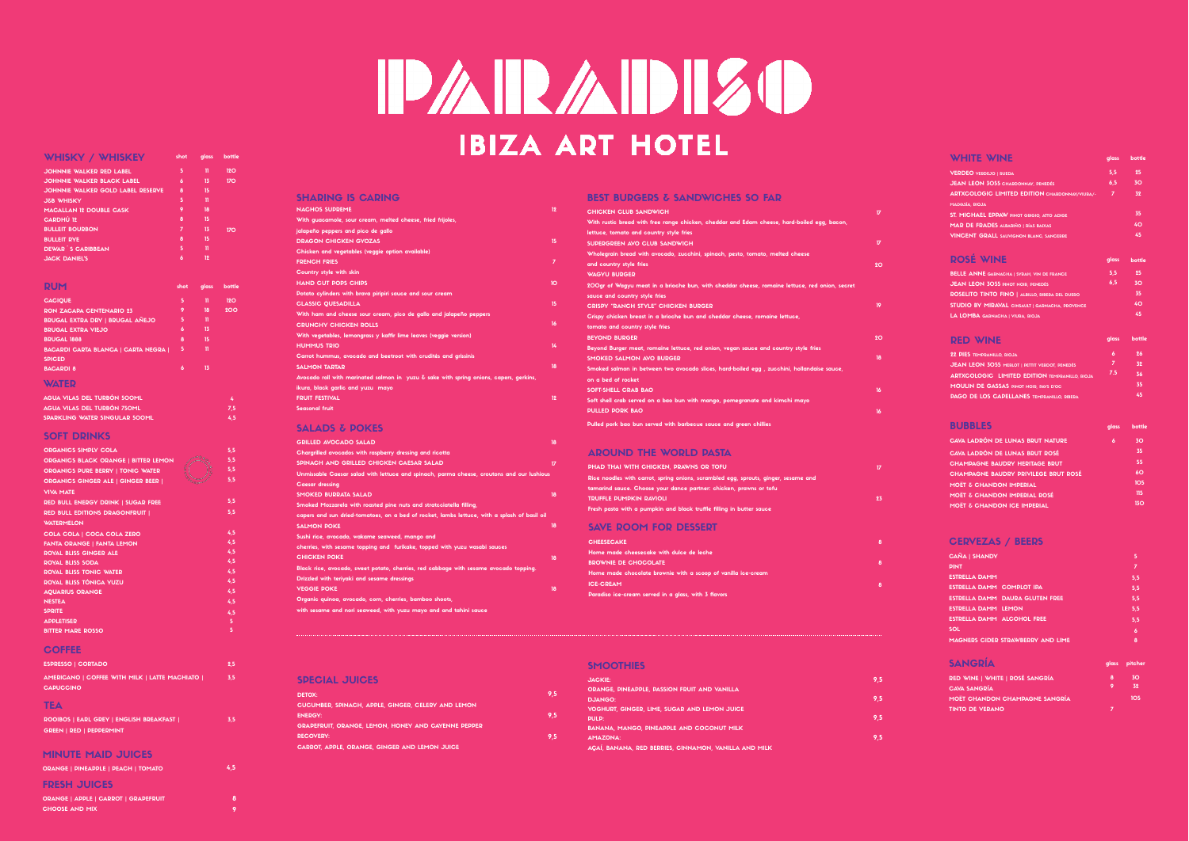# PARADISO

## IBIZA ART HOTEL

## WHISKY / WHISKEY

| | shot | glass | bottle |
|---|---|---|---|
| JOHNNIE WALKER RED LABEL | 5 | 11 | 120 |
| JOHNNIE WALKER BLACK LABEL | 6 | 13 | 170 |
| JOHNNIE WALKER GOLD LABEL RESERVE | 8 | 15 | |
| J&B WHISKY | 5 | 11 | |
| MACALLAN 12 DOUBLE CASK | 9 | 18 | |
| CARDHÚ 12 | 8 | 15 | |
| BULLEIT BOURBON | 7 | 13 | 170 |
| BULLEIT RYE | 8 | 15 | |
| DEWAR´S CARIBBEAN | 5 | 11 | |
| JACK DANIEL'S | 6 | 12 | |

## RUM

| | shot | glass | bottle |
|---|---|---|---|
| CACIQUE | 5 | 11 | 120 |
| RON ZACAPA CENTENARIO 23 | 9 | 18 | 200 |
| BRUGAL EXTRA DRY \| BRUGAL AÑEJO | 5 | 11 | |
| BRUGAL EXTRA VIEJO | 6 | 13 | |
| BRUGAL 1888 | 8 | 15 | |
| BACARDI CARTA BLANCA \| CARTA NEGRA \| SPICED | 5 | 11 | |
| BACARDI 8 | 6 | 13 | |

## WATER

| | |
|---|---|
| AGUA VILAS DEL TURBÓN 500ML | 4 |
| AGUA VILAS DEL TURBÓN 750ML | 7,5 |
| SPARKLING WATER SINGULAR 500ML | 4,5 |

## SOFT DRINKS

| | |
|---|---|
| ORGANICS SIMPLY COLA | 5,5 |
| ORGANICS BLACK ORANGE \| BITTER LEMON | 5,5 |
| ORGANICS PURE BERRY \| TONIC WATER | 5,5 |
| ORGANICS GINGER ALE \| GINGER BEER \| VIVA MATE | 5,5 |
| RED BULL ENERGY DRINK \| SUGAR FREE | 5,5 |
| RED BULL EDITIONS DRAGONFRUIT \| WATERMELON | 5,5 |
| COLA COLA \| COCA COLA ZERO | 4,5 |
| FANTA ORANGE \| FANTA LEMON | 4,5 |
| ROYAL BLISS GINGER ALE | 4,5 |
| ROYAL BLISS SODA | 4,5 |
| ROYAL BLISS TONIC WATER | 4,5 |
| ROYAL BLISS TÓNICA YUZU | 4,5 |
| AQUARIUS ORANGE | 4,5 |
| NESTEA | 4,5 |
| SPRITE | 4,5 |
| APPLETISER | 5 |
| BITTER MARE ROSSO | 5 |

## COFFEE

| | |
|---|---|
| ESPRESSO \| CORTADO | 2,5 |
| AMERICANO \| COFFEE WITH MILK \| LATTE MACHIATO \| CAPUCCINO | 3,5 |

## TEA

| | |
|---|---|
| ROOIBOS \| EARL GREY \| ENGLISH BREAKFAST \| GREEN \| RED \| PEPPERMINT | 3,5 |

## MINUTE MAID JUICES

| | |
|---|---|
| ORANGE \| PINEAPPLE \| PEACH \| TOMATO | 4,5 |

## FRESH JUICES

| | |
|---|---|
| ORANGE \| APPLE \| CARROT \| GRAPEFRUIT | 8 |
| CHOOSE AND MIX | 9 |

## SHARING IS CARING

**NACHOS SUPREME** — 12
With guacamole, sour cream, melted cheese, fried frijoles, jalapeño peppers and pico de gallo

**DRAGON CHICKEN GYOZAS** — 15
Chicken and vegetables (veggie option available)

**FRENCH FRIES** — 7
Country style with skin

**HAND CUT POPS CHIPS** — 10
Potato cylinders with brava piripiri sauce and sour cream

**CLASSIC QUESADILLA** — 15
With ham and cheese sour cream, pico de gallo and jalapeño peppers

**CRUNCHY CHICKEN ROLLS** — 16
With vegetables, lemongrass y kaffir lime leaves (veggie version)

**HUMMUS TRIO** — 14
Carrot hummus, avocado and beetroot with crudités and grissinis

**SALMON TARTAR** — 18
Avocado roll with marinated salmon in yuzu & sake with spring onions, capers, gerkins, ikura, black garlic and yuzu mayo

**FRUIT FESTIVAL** — 12
Seasonal fruit

## SALADS & POKES

**GRILLED AVOCADO SALAD** — 18
Chargrilled avocados with raspberry dressing and ricotta

**SPINACH AND GRILLED CHICKEN CAESAR SALAD** — 17
Unmissable Caesar salad with lettuce and spinach, parma cheese, croutons and our lushious Caesar dressing

**SMOKED BURRATA SALAD** — 18
Smoked Mozzarella with roasted pine nuts and stratociatella filling, capers and sun dried-tomatoes, on a bed of rocket, lambs lettuce, with a splash of basil oil

**SALMON POKE** — 18
Sushi rice, avocado, wakame seaweed, mango and cherries, with sesame topping and furikake, topped with yuzu wasabi sauces

**CHICKEN POKE** — 18
Black rice, avocado, sweet potato, cherries, red cabbage with sesame avocado topping. Drizzled with teriyaki and sesame dressings

**VEGGIE POKE** — 18
Organic quinoa, avocado, corn, cherries, bamboo shoots, with sesame and nori seaweed, with yuzu mayo and and tahini sauce

## BEST BURGERS & SANDWICHES SO FAR

**CHICKEN CLUB SANDWICH** — 17
With rustic bread with free range chicken, cheddar and Edam cheese, hard-boiled egg, bacon, lettuce, tomato and country style fries

**SUPERGREEN AVO CLUB SANDWICH** — 17
Wholegrain bread with avocado, zucchini, spinach, pesto, tomato, melted cheese and country style fries

**WAGYU BURGER** — 20
200gr of Wagyu meat in a brioche bun, with cheddar cheese, romaine lettuce, red onion, secret sauce and country style fries

**CRISPY "RANCH STYLE" CHICKEN BURGER** — 19
Crispy chicken breast in a brioche bun and cheddar cheese, romaine lettuce, tomato and country style fries

**BEYOND BURGER** — 20
Beyond Burger meat, romaine lettuce, red onion, vegan sauce and country style fries

**SMOKED SALMON AVO BURGER** — 18
Smoked salmon in between two avocado slices, hard-boiled egg , zucchini, hollandaise sauce, on a bed of rocket

**SOFT-SHELL CRAB BAO** — 16
Soft shell crab served on a bao bun with mango, pomegranate and kimchi mayo

**PULLED PORK BAO** — 16
Pulled pork bao bun served with barbecue sauce and green chillies

## AROUND THE WORLD PASTA

**PHAD THAI WITH CHICKEN, PRAWNS OR TOFU** — 17
Rice noodles with carrot, spring onions, scrambled egg, sprouts, ginger, sesame and tamarind sauce. Choose your dance partner: chicken, prawns or tofu

**TRUFFLE PUMPKIN RAVIOLI** — 23
Fresh pasta with a pumpkin and black truffle filling in butter sauce

## SAVE ROOM FOR DESSERT

**CHEESECAKE** — 8
Home made cheesecake with dulce de leche

**BROWNIE DE CHOCOLATE** — 8
Home made chocolate brownie with a scoop of vanilla ice-cream

**ICE-CREAM** — 8
Paradiso ice-cream served in a glass, with 3 flavors

## SPECIAL JUICES

**DETOX:** — 9,5
CUCUMBER, SPINACH, APPLE, GINGER, CELERY AND LEMON

**ENERGY:** — 9,5
GRAPEFRUIT, ORANGE, LEMON, HONEY AND CAYENNE PEPPER

**RECOVERY:** — 9,5
CARROT, APPLE, ORANGE, GINGER AND LEMON JUICE

## SMOOTHIES

**JACKIE:** — 9,5
ORANGE, PINEAPPLE, PASSION FRUIT AND VANILLA

**DJANGO:** — 9,5
YOGHURT, GINGER, LIME, SUGAR AND LEMON JUICE

**PULP:** — 9,5
BANANA, MANGO, PINEAPPLE AND COCONUT MILK

**AMAZONA:** — 9,5
AÇAÍ, BANANA, RED BERRIES, CINNAMON, VANILLA AND MILK

## WHITE WINE

| | glass | bottle |
|---|---|---|
| VERDEO VERDEJO \| RUEDA | 5,5 | 25 |
| JEAN LEON 3055 CHARDONNAY, PENEDÈS | 6,5 | 30 |
| ARTXCOLOGIC LIMITED EDITION CHARDONNAY/VIURA/-MADRIGAL, RIOJA | 7 | 32 |
| ST. MICHAEL EPPAN PINOT GRIGIO, ATTO ADIGE | | 35 |
| MAR DE FRADES ALBARIÑO \| RÍAS BAIXAS | | 40 |
| VINCENT GRALL SAUVIGNON BLANC, SANCERRE | | 45 |

## ROSÉ WINE

| | glass | bottle |
|---|---|---|
| BELLE ANNE GARNACHA \| SYRAH, VIN DE FRANCE | 5,5 | 25 |
| JEAN LEON 3055 PINOT NOIR, PENEDÈS | 6,5 | 30 |
| ROSELITO TINTO FINO \| ALBILLO, RIBERA DEL DUERO | | 35 |
| STUDIO BY MIRAVAL CINSAULT \| GARNACHA, PROVENCE | | 40 |
| LA LOMBA GARNACHA \| VIURA, RIOJA | | 45 |

## RED WINE

| | glass | bottle |
|---|---|---|
| 22 PIES TEMPRANILLO, RIOJA | 6 | 26 |
| JEAN LEON 3055 MERLOT \| PETIT VERDOT, PENEDÈS | 7 | 32 |
| ARTXCOLOGIC LIMITED EDITION TEMPRANILLO, RIOJA | 7,5 | 36 |
| MOULIN DE GASSAS PINOT NOIR, PAYS D'OC | | 35 |
| PAGO DE LOS CAPELLANES TEMPRANILLO, RIBERA | | 45 |

## BUBBLES

| | glass | bottle |
|---|---|---|
| CAVA LADRÓN DE LUNAS BRUT NATURE | 6 | 30 |
| CAVA LADRÓN DE LUNAS BRUT ROSÉ | | 35 |
| CHAMPAGNE BAUDRY HERITAGE BRUT | | 55 |
| CHAMPAGNE BAUDRY PRIVILEGE BRUT ROSÉ | | 60 |
| MOËT & CHANDON IMPERIAL | | 105 |
| MOËT & CHANDON IMPERIAL ROSÉ | | 115 |
| MOËT & CHANDON ICE IMPERIAL | | 130 |

## CERVEZAS / BEERS

| | |
|---|---|
| CAÑA \| SHANDY | 5 |
| PINT | 7 |
| ESTRELLA DAMM | 5,5 |
| ESTRELLA DAMM COMPLOT IPA | 5,5 |
| ESTRELLA DAMM DAURA GLUTEN FREE | 5,5 |
| ESTRELLA DAMM LEMON | 5,5 |
| ESTRELLA DAMM ALCOHOL FREE | 5,5 |
| SOL | 6 |
| MAGNERS CIDER STRAWBERRY AND LIME | 8 |

## SANGRÍA

| | glass | pitcher |
|---|---|---|
| RED WINE \| WHITE \| ROSÉ SANGRÍA | 8 | 30 |
| CAVA SANGRÍA | 9 | 32 |
| MOËT CHANDON CHAMPAGNE SANGRÍA | | 105 |
| TINTO DE VERANO | 7 | |